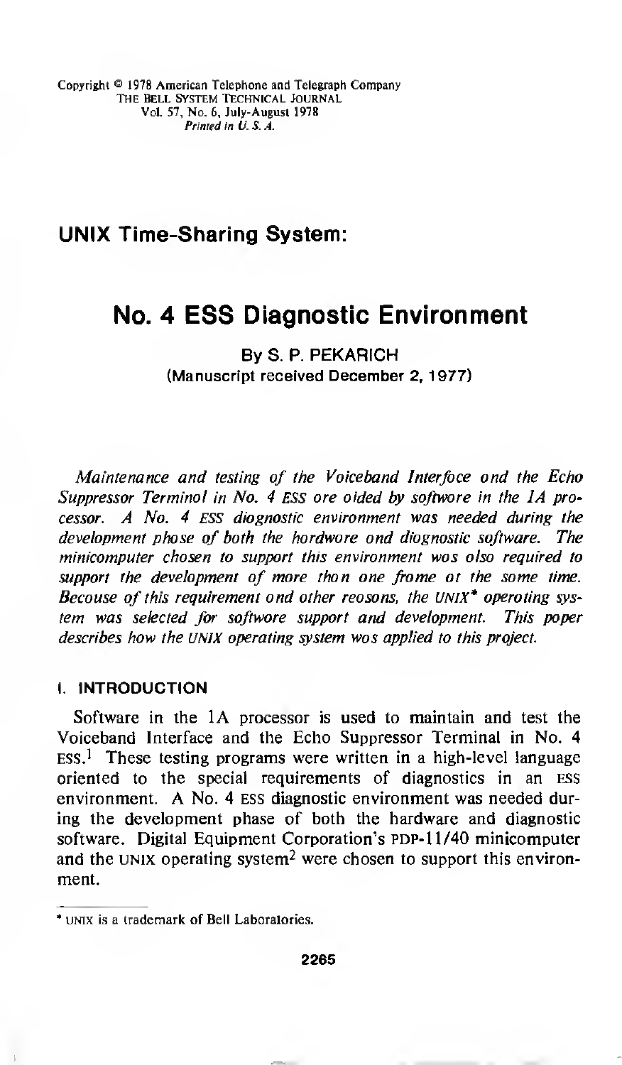Copyright © 1978 American Telephone and Telegraph Company
THE BELL SYSTEM TECHNICAL JOURNAL
Vol. 57, No. 6, July-August 1978
*Printed in U. S. A.*

## UNIX Time-Sharing System:

# No. 4 ESS Diagnostic Environment

By S. P. PEKARICH

(Manuscript received December 2, 1977)

*Maintenance and testing of the Voiceband Interface and the Echo Suppressor Terminal in No. 4 ESS are aided by software in the 1A processor. A No. 4 ESS diagnostic environment was needed during the development phase of both the hardware and diagnostic software. The minicomputer chosen to support this environment was also required to support the development of more than one frame at the same time. Because of this requirement and other reasons, the UNIX\* operating system was selected for software support and development. This paper describes how the UNIX operating system was applied to this project.*

### I. INTRODUCTION

Software in the 1A processor is used to maintain and test the Voiceband Interface and the Echo Suppressor Terminal in No. 4 ESS.[1] These testing programs were written in a high-level language oriented to the special requirements of diagnostics in an ESS environment. A No. 4 ESS diagnostic environment was needed during the development phase of both the hardware and diagnostic software. Digital Equipment Corporation's PDP-11/40 minicomputer and the UNIX operating system[2] were chosen to support this environment.

\* UNIX is a trademark of Bell Laboratories.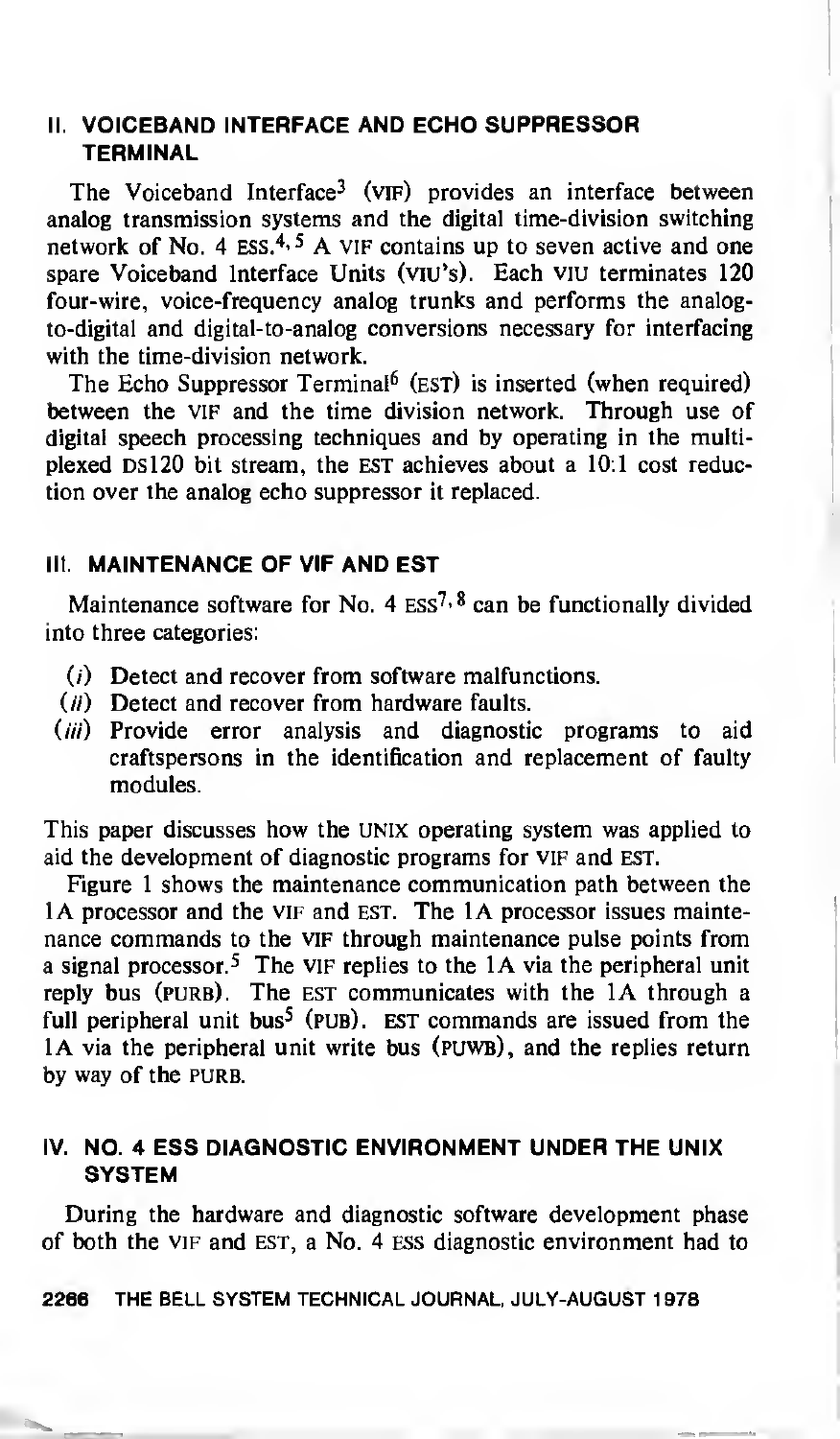## II. VOICEBAND INTERFACE AND ECHO SUPPRESSOR TERMINAL

The Voiceband Interface[3] (VIF) provides an interface between analog transmission systems and the digital time-division switching network of No. 4 ESS.[4,5] A VIF contains up to seven active and one spare Voiceband Interface Units (VIU's). Each VIU terminates 120 four-wire, voice-frequency analog trunks and performs the analog-to-digital and digital-to-analog conversions necessary for interfacing with the time-division network.

The Echo Suppressor Terminal[6] (EST) is inserted (when required) between the VIF and the time division network. Through use of digital speech processing techniques and by operating in the multiplexed DS120 bit stream, the EST achieves about a 10:1 cost reduction over the analog echo suppressor it replaced.

## III. MAINTENANCE OF VIF AND EST

Maintenance software for No. 4 ESS[7,8] can be functionally divided into three categories:

(*i*) Detect and recover from software malfunctions.
(*ii*) Detect and recover from hardware faults.
(*iii*) Provide error analysis and diagnostic programs to aid craftspersons in the identification and replacement of faulty modules.

This paper discusses how the UNIX operating system was applied to aid the development of diagnostic programs for VIF and EST.

Figure 1 shows the maintenance communication path between the 1A processor and the VIF and EST. The 1A processor issues maintenance commands to the VIF through maintenance pulse points from a signal processor.[5] The VIF replies to the 1A via the peripheral unit reply bus (PURB). The EST communicates with the 1A through a full peripheral unit bus[5] (PUB). EST commands are issued from the 1A via the peripheral unit write bus (PUWB), and the replies return by way of the PURB.

## IV. NO. 4 ESS DIAGNOSTIC ENVIRONMENT UNDER THE UNIX SYSTEM

During the hardware and diagnostic software development phase of both the VIF and EST, a No. 4 ESS diagnostic environment had to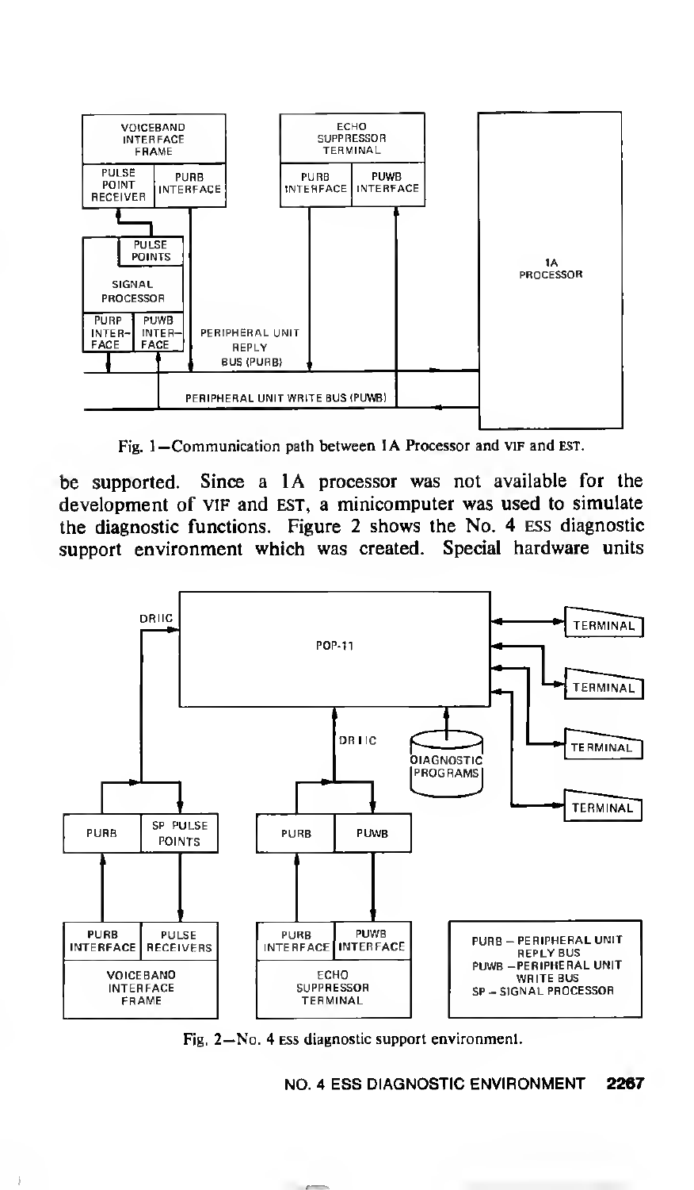Fig. 1—Communication path between 1A Processor and VIF and EST.

be supported. Since a 1A processor was not available for the development of VIF and EST, a minicomputer was used to simulate the diagnostic functions. Figure 2 shows the No. 4 ESS diagnostic support environment which was created. Special hardware units

Fig. 2—No. 4 ESS diagnostic support environment.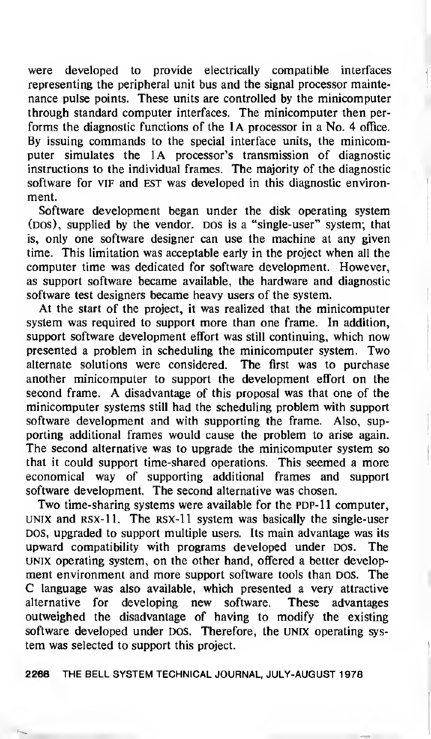were developed to provide electrically compatible interfaces representing the peripheral unit bus and the signal processor maintenance pulse points. These units are controlled by the minicomputer through standard computer interfaces. The minicomputer then performs the diagnostic functions of the 1A processor in a No. 4 office. By issuing commands to the special interface units, the minicomputer simulates the 1A processor's transmission of diagnostic instructions to the individual frames. The majority of the diagnostic software for VIF and EST was developed in this diagnostic environment.

Software development began under the disk operating system (DOS), supplied by the vendor. DOS is a "single-user" system; that is, only one software designer can use the machine at any given time. This limitation was acceptable early in the project when all the computer time was dedicated for software development. However, as support software became available, the hardware and diagnostic software test designers became heavy users of the system.

At the start of the project, it was realized that the minicomputer system was required to support more than one frame. In addition, support software development effort was still continuing, which now presented a problem in scheduling the minicomputer system. Two alternate solutions were considered. The first was to purchase another minicomputer to support the development effort on the second frame. A disadvantage of this proposal was that one of the minicomputer systems still had the scheduling problem with support software development and with supporting the frame. Also, supporting additional frames would cause the problem to arise again. The second alternative was to upgrade the minicomputer system so that it could support time-shared operations. This seemed a more economical way of supporting additional frames and support software development. The second alternative was chosen.

Two time-sharing systems were available for the PDP-11 computer, UNIX and RSX-11. The RSX-11 system was basically the single-user DOS, upgraded to support multiple users. Its main advantage was its upward compatibility with programs developed under DOS. The UNIX operating system, on the other hand, offered a better development environment and more support software tools than DOS. The C language was also available, which presented a very attractive alternative for developing new software. These advantages outweighed the disadvantage of having to modify the existing software developed under DOS. Therefore, the UNIX operating system was selected to support this project.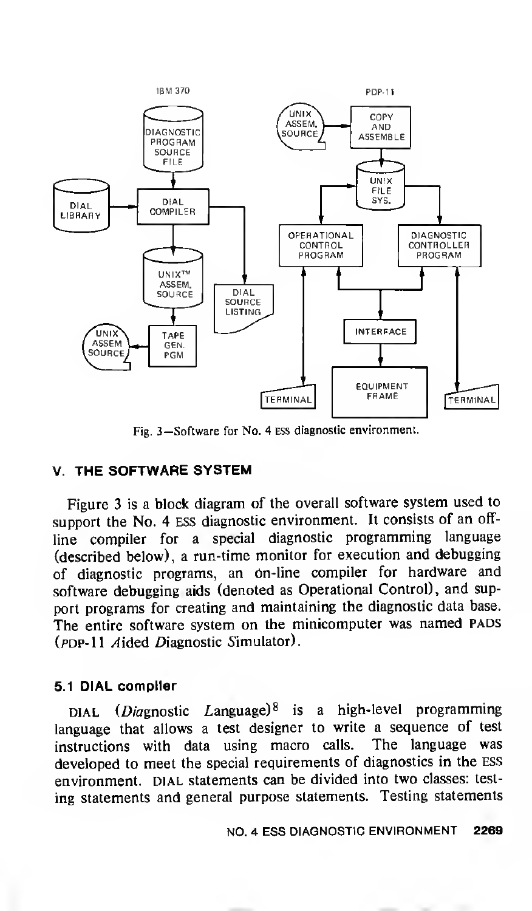Fig. 3—Software for No. 4 ESS diagnostic environment.

## V. THE SOFTWARE SYSTEM

Figure 3 is a block diagram of the overall software system used to support the No. 4 ESS diagnostic environment. It consists of an off-line compiler for a special diagnostic programming language (described below), a run-time monitor for execution and debugging of diagnostic programs, an on-line compiler for hardware and software debugging aids (denoted as Operational Control), and support programs for creating and maintaining the diagnostic data base. The entire software system on the minicomputer was named PADS (*P*DP-11 *A*ided *D*iagnostic *S*imulator).

### 5.1 DIAL compiler

DIAL (*Dia*gnostic *L*anguage)[8] is a high-level programming language that allows a test designer to write a sequence of test instructions with data using macro calls. The language was developed to meet the special requirements of diagnostics in the ESS environment. DIAL statements can be divided into two classes: testing statements and general purpose statements. Testing statements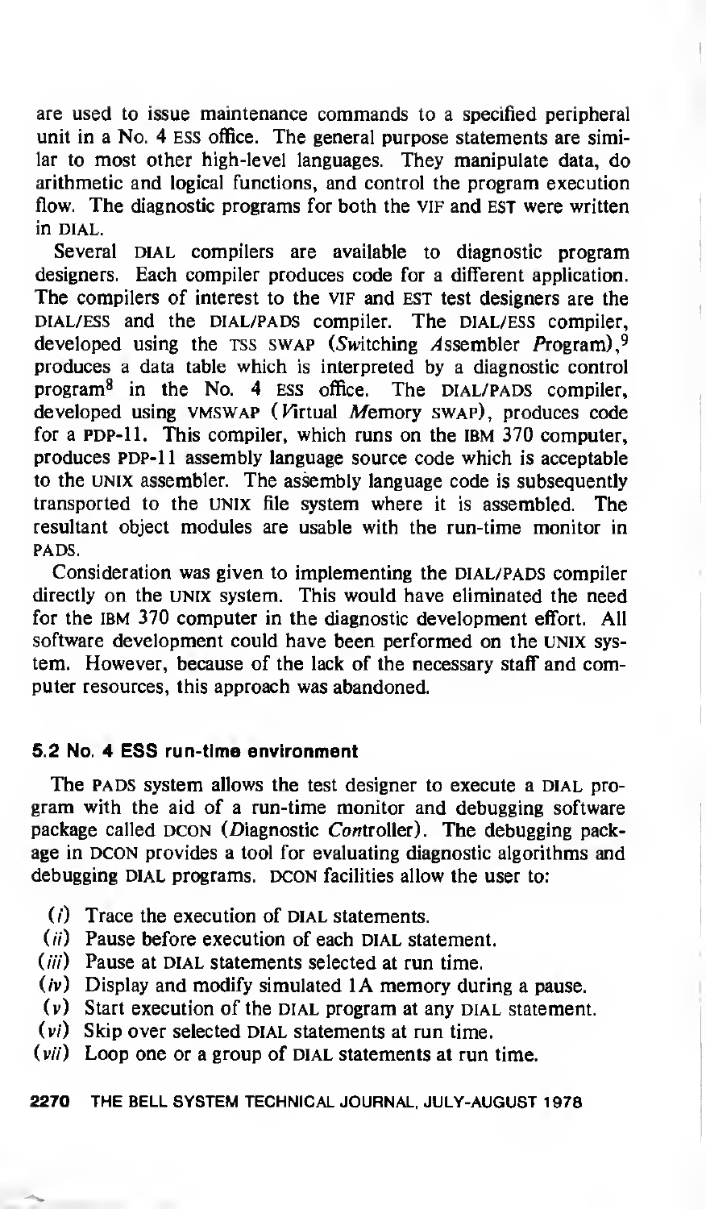are used to issue maintenance commands to a specified peripheral unit in a No. 4 ESS office. The general purpose statements are similar to most other high-level languages. They manipulate data, do arithmetic and logical functions, and control the program execution flow. The diagnostic programs for both the VIF and EST were written in DIAL.

Several DIAL compilers are available to diagnostic program designers. Each compiler produces code for a different application. The compilers of interest to the VIF and EST test designers are the DIAL/ESS and the DIAL/PADS compiler. The DIAL/ESS compiler, developed using the TSS SWAP (*S*witching *A*ssembler *P*rogram),[9] produces a data table which is interpreted by a diagnostic control program[8] in the No. 4 ESS office. The DIAL/PADS compiler, developed using VMSWAP (*V*irtual *M*emory SWAP), produces code for a PDP-11. This compiler, which runs on the IBM 370 computer, produces PDP-11 assembly language source code which is acceptable to the UNIX assembler. The assembly language code is subsequently transported to the UNIX file system where it is assembled. The resultant object modules are usable with the run-time monitor in PADS.

Consideration was given to implementing the DIAL/PADS compiler directly on the UNIX system. This would have eliminated the need for the IBM 370 computer in the diagnostic development effort. All software development could have been performed on the UNIX system. However, because of the lack of the necessary staff and computer resources, this approach was abandoned.

### 5.2 No. 4 ESS run-time environment

The PADS system allows the test designer to execute a DIAL program with the aid of a run-time monitor and debugging software package called DCON (*D*iagnostic *Con*troller). The debugging package in DCON provides a tool for evaluating diagnostic algorithms and debugging DIAL programs. DCON facilities allow the user to:

(*i*) Trace the execution of DIAL statements.
(*ii*) Pause before execution of each DIAL statement.
(*iii*) Pause at DIAL statements selected at run time.
(*iv*) Display and modify simulated 1A memory during a pause.
(*v*) Start execution of the DIAL program at any DIAL statement.
(*vi*) Skip over selected DIAL statements at run time.
(*vii*) Loop one or a group of DIAL statements at run time.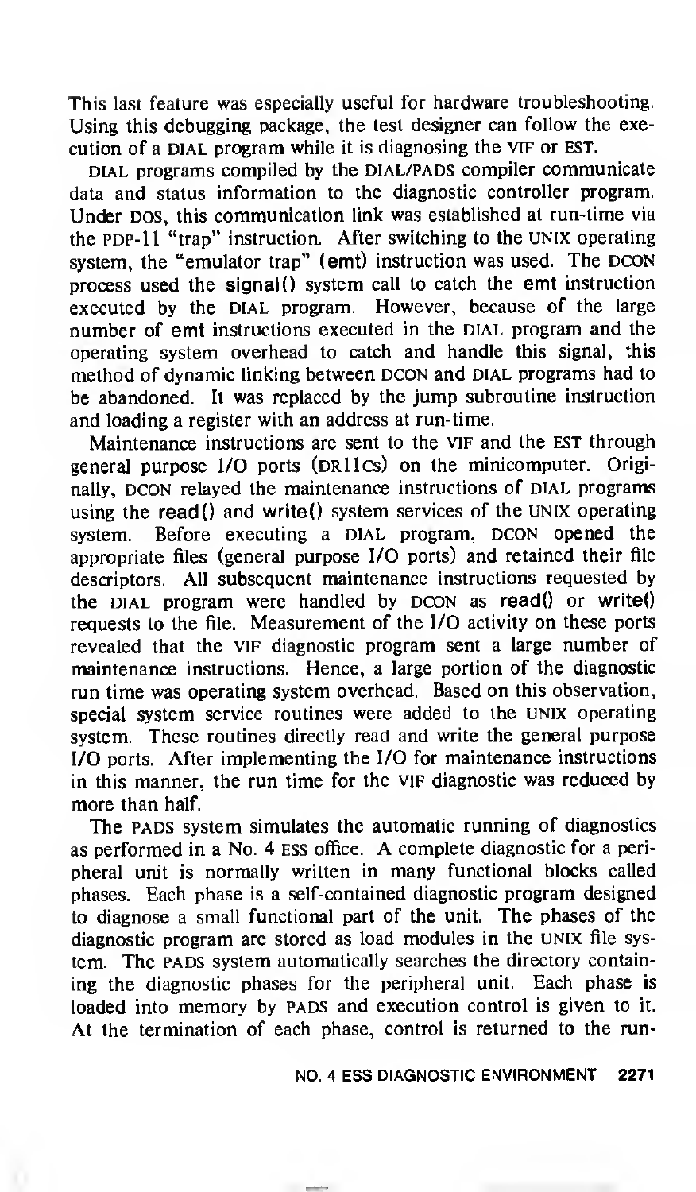This last feature was especially useful for hardware troubleshooting. Using this debugging package, the test designer can follow the execution of a DIAL program while it is diagnosing the VIF or EST.

DIAL programs compiled by the DIAL/PADS compiler communicate data and status information to the diagnostic controller program. Under DOS, this communication link was established at run-time via the PDP-11 "trap" instruction. After switching to the UNIX operating system, the "emulator trap" (**emt**) instruction was used. The DCON process used the **signal()** system call to catch the **emt** instruction executed by the DIAL program. However, because of the large number of **emt** instructions executed in the DIAL program and the operating system overhead to catch and handle this signal, this method of dynamic linking between DCON and DIAL programs had to be abandoned. It was replaced by the jump subroutine instruction and loading a register with an address at run-time.

Maintenance instructions are sent to the VIF and the EST through general purpose I/O ports (DR11CS) on the minicomputer. Originally, DCON relayed the maintenance instructions of DIAL programs using the **read()** and **write()** system services of the UNIX operating system. Before executing a DIAL program, DCON opened the appropriate files (general purpose I/O ports) and retained their file descriptors. All subsequent maintenance instructions requested by the DIAL program were handled by DCON as **read()** or **write()** requests to the file. Measurement of the I/O activity on these ports revealed that the VIF diagnostic program sent a large number of maintenance instructions. Hence, a large portion of the diagnostic run time was operating system overhead. Based on this observation, special system service routines were added to the UNIX operating system. These routines directly read and write the general purpose I/O ports. After implementing the I/O for maintenance instructions in this manner, the run time for the VIF diagnostic was reduced by more than half.

The PADS system simulates the automatic running of diagnostics as performed in a No. 4 ESS office. A complete diagnostic for a peripheral unit is normally written in many functional blocks called phases. Each phase is a self-contained diagnostic program designed to diagnose a small functional part of the unit. The phases of the diagnostic program are stored as load modules in the UNIX file system. The PADS system automatically searches the directory containing the diagnostic phases for the peripheral unit. Each phase is loaded into memory by PADS and execution control is given to it. At the termination of each phase, control is returned to the run-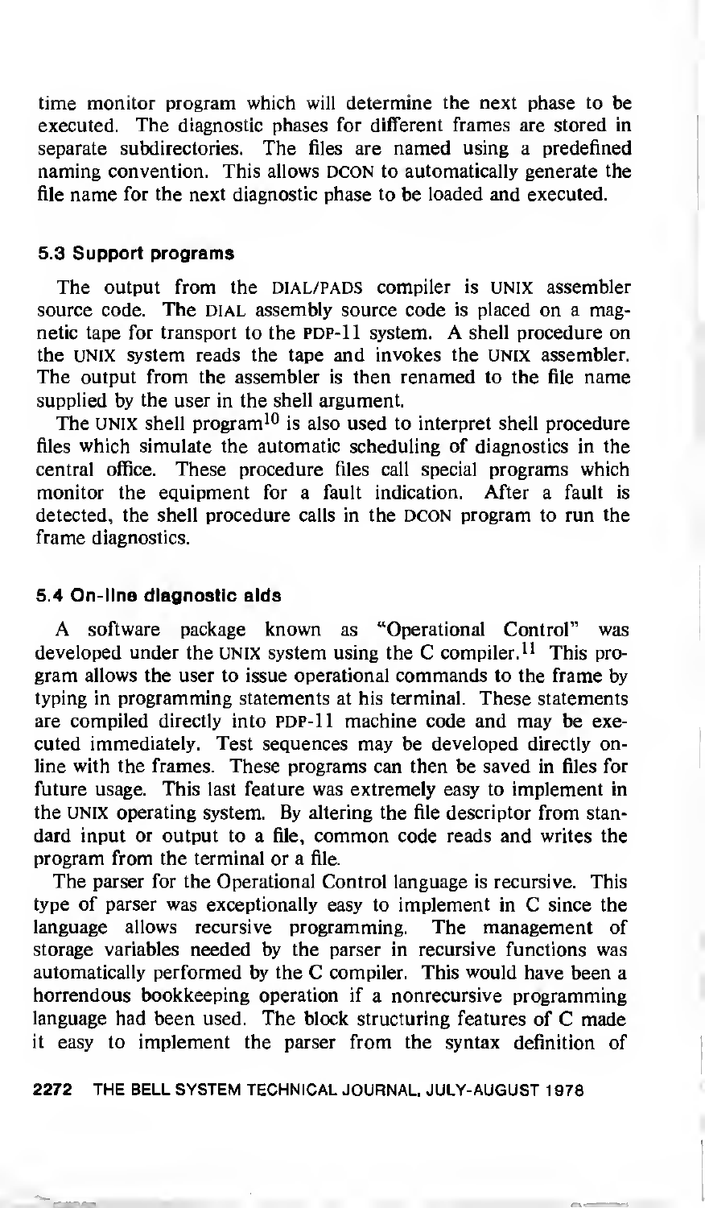time monitor program which will determine the next phase to be executed. The diagnostic phases for different frames are stored in separate subdirectories. The files are named using a predefined naming convention. This allows DCON to automatically generate the file name for the next diagnostic phase to be loaded and executed.

### 5.3 Support programs

The output from the DIAL/PADS compiler is UNIX assembler source code. The DIAL assembly source code is placed on a magnetic tape for transport to the PDP-11 system. A shell procedure on the UNIX system reads the tape and invokes the UNIX assembler. The output from the assembler is then renamed to the file name supplied by the user in the shell argument.

The UNIX shell program[10] is also used to interpret shell procedure files which simulate the automatic scheduling of diagnostics in the central office. These procedure files call special programs which monitor the equipment for a fault indication. After a fault is detected, the shell procedure calls in the DCON program to run the frame diagnostics.

### 5.4 On-line diagnostic aids

A software package known as "Operational Control" was developed under the UNIX system using the C compiler.[11] This program allows the user to issue operational commands to the frame by typing in programming statements at his terminal. These statements are compiled directly into PDP-11 machine code and may be executed immediately. Test sequences may be developed directly online with the frames. These programs can then be saved in files for future usage. This last feature was extremely easy to implement in the UNIX operating system. By altering the file descriptor from standard input or output to a file, common code reads and writes the program from the terminal or a file.

The parser for the Operational Control language is recursive. This type of parser was exceptionally easy to implement in C since the language allows recursive programming. The management of storage variables needed by the parser in recursive functions was automatically performed by the C compiler. This would have been a horrendous bookkeeping operation if a nonrecursive programming language had been used. The block structuring features of C made it easy to implement the parser from the syntax definition of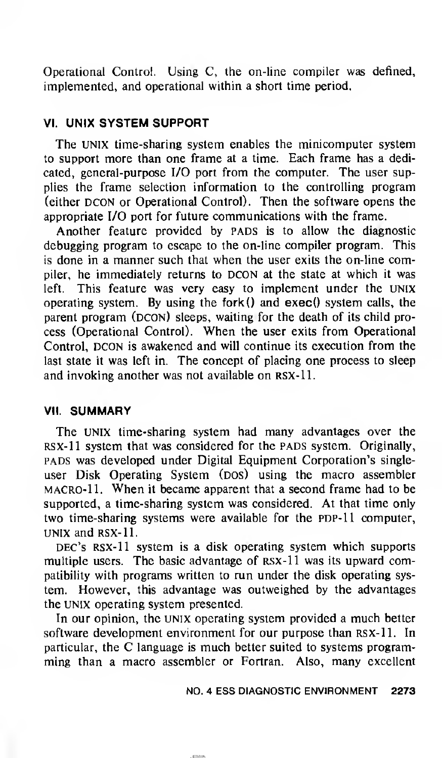Operational Control. Using C, the on-line compiler was defined, implemented, and operational within a short time period.

## VI. UNIX SYSTEM SUPPORT

The UNIX time-sharing system enables the minicomputer system to support more than one frame at a time. Each frame has a dedicated, general-purpose I/O port from the computer. The user supplies the frame selection information to the controlling program (either DCON or Operational Control). Then the software opens the appropriate I/O port for future communications with the frame.

Another feature provided by PADS is to allow the diagnostic debugging program to escape to the on-line compiler program. This is done in a manner such that when the user exits the on-line compiler, he immediately returns to DCON at the state at which it was left. This feature was very easy to implement under the UNIX operating system. By using the **fork()** and **exec()** system calls, the parent program (DCON) sleeps, waiting for the death of its child process (Operational Control). When the user exits from Operational Control, DCON is awakened and will continue its execution from the last state it was left in. The concept of placing one process to sleep and invoking another was not available on RSX-11.

## VII. SUMMARY

The UNIX time-sharing system had many advantages over the RSX-11 system that was considered for the PADS system. Originally, PADS was developed under Digital Equipment Corporation's single-user Disk Operating System (DOS) using the macro assembler MACRO-11. When it became apparent that a second frame had to be supported, a time-sharing system was considered. At that time only two time-sharing systems were available for the PDP-11 computer, UNIX and RSX-11.

DEC's RSX-11 system is a disk operating system which supports multiple users. The basic advantage of RSX-11 was its upward compatibility with programs written to run under the disk operating system. However, this advantage was outweighed by the advantages the UNIX operating system presented.

In our opinion, the UNIX operating system provided a much better software development environment for our purpose than RSX-11. In particular, the C language is much better suited to systems programming than a macro assembler or Fortran. Also, many excellent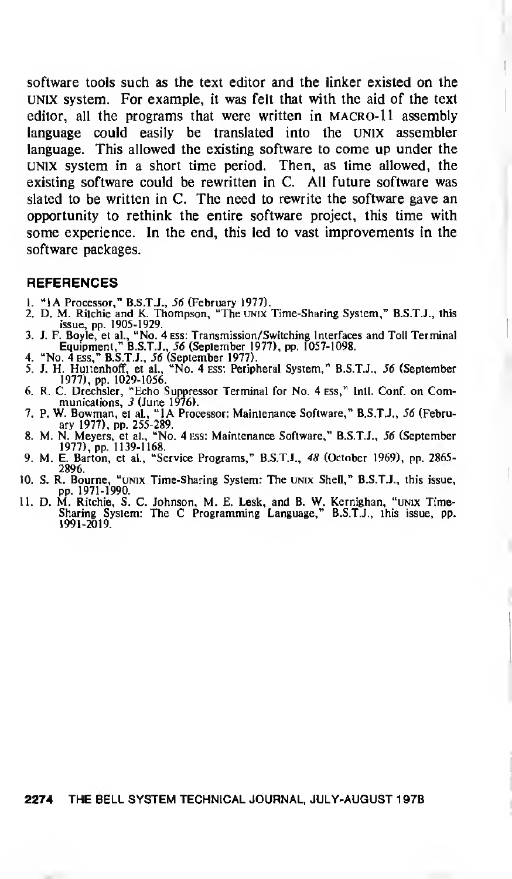software tools such as the text editor and the linker existed on the UNIX system. For example, it was felt that with the aid of the text editor, all the programs that were written in MACRO-11 assembly language could easily be translated into the UNIX assembler language. This allowed the existing software to come up under the UNIX system in a short time period. Then, as time allowed, the existing software could be rewritten in C. All future software was slated to be written in C. The need to rewrite the software gave an opportunity to rethink the entire software project, this time with some experience. In the end, this led to vast improvements in the software packages.

## REFERENCES

1. "1A Processor," B.S.T.J., *56* (February 1977).
2. D. M. Ritchie and K. Thompson, "The UNIX Time-Sharing System," B.S.T.J., this issue, pp. 1905-1929.
3. J. F. Boyle, et al., "No. 4 ESS: Transmission/Switching Interfaces and Toll Terminal Equipment," B.S.T.J., *56* (September 1977), pp. 1057-1098.
4. "No. 4 ESS," B.S.T.J., *56* (September 1977).
5. J. H. Huttenhoff, et al., "No. 4 ESS: Peripheral System," B.S.T.J., *56* (September 1977), pp. 1029-1056.
6. R. C. Drechsler, "Echo Suppressor Terminal for No. 4 ESS," Intl. Conf. on Communications, *3* (June 1976).
7. P. W. Bowman, et al., "1A Processor: Maintenance Software," B.S.T.J., *56* (February 1977), pp. 255-289.
8. M. N. Meyers, et al., "No. 4 ESS: Maintenance Software," B.S.T.J., *56* (September 1977), pp. 1139-1168.
9. M. E. Barton, et al., "Service Programs," B.S.T.J., *48* (October 1969), pp. 2865-2896.
10. S. R. Bourne, "UNIX Time-Sharing System: The UNIX Shell," B.S.T.J., this issue, pp. 1971-1990.
11. D. M. Ritchie, S. C. Johnson, M. E. Lesk, and B. W. Kernighan, "UNIX Time-Sharing System: The C Programming Language," B.S.T.J., this issue, pp. 1991-2019.